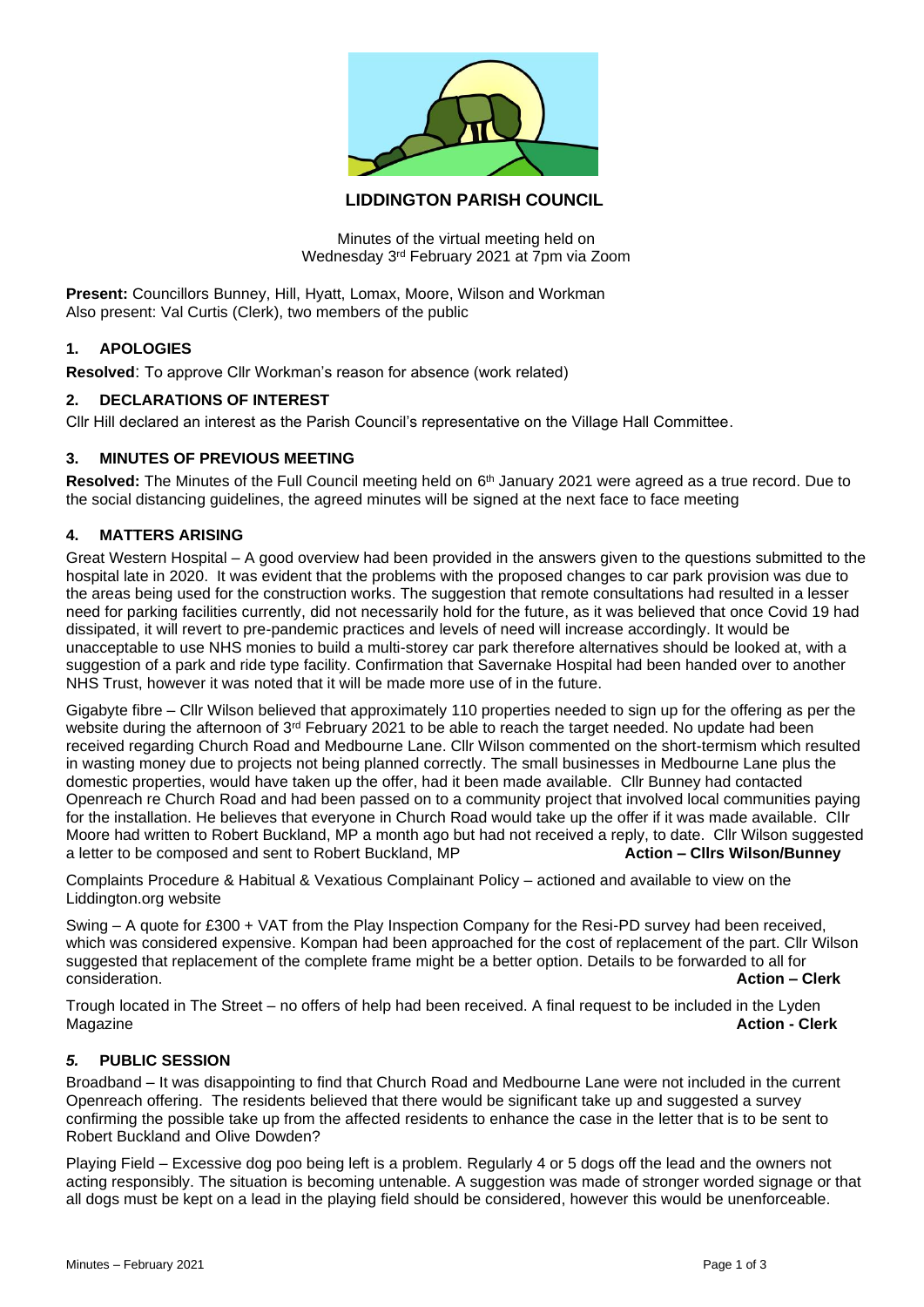# LIDDINGTON PARISH COUNCIL

Minutes of the virtual meeting held on
Wednesday 3rd February 2021 at 7pm via Zoom

**Present:** Councillors Bunney, Hill, Hyatt, Lomax, Moore, Wilson and Workman
Also present: Val Curtis (Clerk), two members of the public

## 1. APOLOGIES

**Resolved**: To approve Cllr Workman's reason for absence (work related)

## 2. DECLARATIONS OF INTEREST

Cllr Hill declared an interest as the Parish Council's representative on the Village Hall Committee.

## 3. MINUTES OF PREVIOUS MEETING

**Resolved:** The Minutes of the Full Council meeting held on 6th January 2021 were agreed as a true record. Due to the social distancing guidelines, the agreed minutes will be signed at the next face to face meeting

## 4. MATTERS ARISING

Great Western Hospital – A good overview had been provided in the answers given to the questions submitted to the hospital late in 2020. It was evident that the problems with the proposed changes to car park provision was due to the areas being used for the construction works. The suggestion that remote consultations had resulted in a lesser need for parking facilities currently, did not necessarily hold for the future, as it was believed that once Covid 19 had dissipated, it will revert to pre-pandemic practices and levels of need will increase accordingly. It would be unacceptable to use NHS monies to build a multi-storey car park therefore alternatives should be looked at, with a suggestion of a park and ride type facility. Confirmation that Savernake Hospital had been handed over to another NHS Trust, however it was noted that it will be made more use of in the future.

Gigabyte fibre – Cllr Wilson believed that approximately 110 properties needed to sign up for the offering as per the website during the afternoon of 3rd February 2021 to be able to reach the target needed. No update had been received regarding Church Road and Medbourne Lane. Cllr Wilson commented on the short-termism which resulted in wasting money due to projects not being planned correctly. The small businesses in Medbourne Lane plus the domestic properties, would have taken up the offer, had it been made available. Cllr Bunney had contacted Openreach re Church Road and had been passed on to a community project that involved local communities paying for the installation. He believes that everyone in Church Road would take up the offer if it was made available. Cllr Moore had written to Robert Buckland, MP a month ago but had not received a reply, to date. Cllr Wilson suggested a letter to be composed and sent to Robert Buckland, MP **Action – Cllrs Wilson/Bunney**

Complaints Procedure & Habitual & Vexatious Complainant Policy – actioned and available to view on the Liddington.org website

Swing – A quote for £300 + VAT from the Play Inspection Company for the Resi-PD survey had been received, which was considered expensive. Kompan had been approached for the cost of replacement of the part. Cllr Wilson suggested that replacement of the complete frame might be a better option. Details to be forwarded to all for consideration. **Action – Clerk**

Trough located in The Street – no offers of help had been received. A final request to be included in the Lyden Magazine **Action - Clerk**

## *5.* PUBLIC SESSION

Broadband – It was disappointing to find that Church Road and Medbourne Lane were not included in the current Openreach offering. The residents believed that there would be significant take up and suggested a survey confirming the possible take up from the affected residents to enhance the case in the letter that is to be sent to Robert Buckland and Olive Dowden?

Playing Field – Excessive dog poo being left is a problem. Regularly 4 or 5 dogs off the lead and the owners not acting responsibly. The situation is becoming untenable. A suggestion was made of stronger worded signage or that all dogs must be kept on a lead in the playing field should be considered, however this would be unenforceable.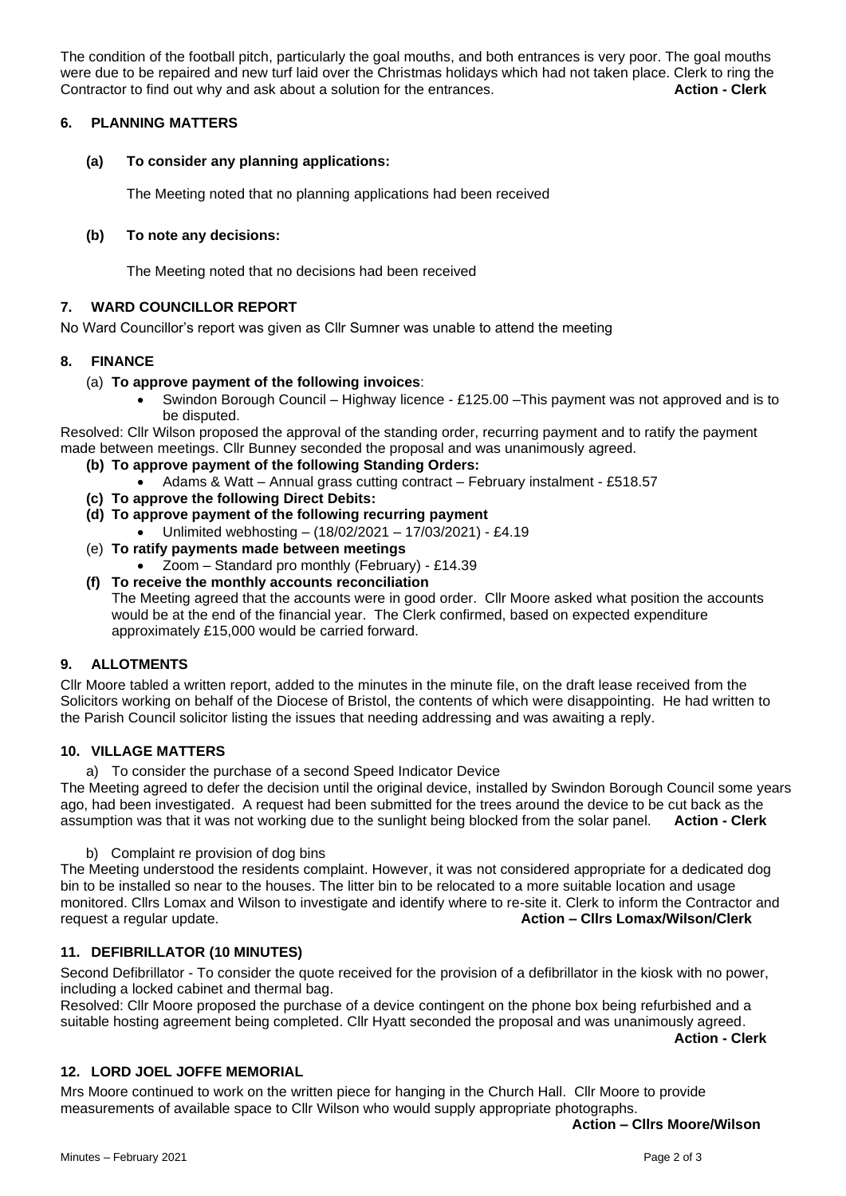The condition of the football pitch, particularly the goal mouths, and both entrances is very poor. The goal mouths were due to be repaired and new turf laid over the Christmas holidays which had not taken place. Clerk to ring the Contractor to find out why and ask about a solution for the entrances. **Action - Clerk**

## 6. PLANNING MATTERS

### (a) To consider any planning applications:

The Meeting noted that no planning applications had been received

### (b) To note any decisions:

The Meeting noted that no decisions had been received

## 7. WARD COUNCILLOR REPORT

No Ward Councillor's report was given as Cllr Sumner was unable to attend the meeting

## 8. FINANCE

(a) **To approve payment of the following invoices**:

- Swindon Borough Council – Highway licence - £125.00 –This payment was not approved and is to be disputed.

Resolved: Cllr Wilson proposed the approval of the standing order, recurring payment and to ratify the payment made between meetings. Cllr Bunney seconded the proposal and was unanimously agreed.

**(b) To approve payment of the following Standing Orders:**

- Adams & Watt – Annual grass cutting contract – February instalment - £518.57

**(c) To approve the following Direct Debits:**

**(d) To approve payment of the following recurring payment**

- Unlimited webhosting – (18/02/2021 – 17/03/2021) - £4.19

(e) **To ratify payments made between meetings**

- Zoom – Standard pro monthly (February) - £14.39

**(f) To receive the monthly accounts reconciliation**

The Meeting agreed that the accounts were in good order. Cllr Moore asked what position the accounts would be at the end of the financial year. The Clerk confirmed, based on expected expenditure approximately £15,000 would be carried forward.

## 9. ALLOTMENTS

Cllr Moore tabled a written report, added to the minutes in the minute file, on the draft lease received from the Solicitors working on behalf of the Diocese of Bristol, the contents of which were disappointing. He had written to the Parish Council solicitor listing the issues that needing addressing and was awaiting a reply.

## 10. VILLAGE MATTERS

a) To consider the purchase of a second Speed Indicator Device

The Meeting agreed to defer the decision until the original device, installed by Swindon Borough Council some years ago, had been investigated. A request had been submitted for the trees around the device to be cut back as the assumption was that it was not working due to the sunlight being blocked from the solar panel. **Action - Clerk**

b) Complaint re provision of dog bins

The Meeting understood the residents complaint. However, it was not considered appropriate for a dedicated dog bin to be installed so near to the houses. The litter bin to be relocated to a more suitable location and usage monitored. Cllrs Lomax and Wilson to investigate and identify where to re-site it. Clerk to inform the Contractor and request a regular update. **Action – Cllrs Lomax/Wilson/Clerk**

## 11. DEFIBRILLATOR (10 MINUTES)

Second Defibrillator - To consider the quote received for the provision of a defibrillator in the kiosk with no power, including a locked cabinet and thermal bag.

Resolved: Cllr Moore proposed the purchase of a device contingent on the phone box being refurbished and a suitable hosting agreement being completed. Cllr Hyatt seconded the proposal and was unanimously agreed.

**Action - Clerk**

## 12. LORD JOEL JOFFE MEMORIAL

Mrs Moore continued to work on the written piece for hanging in the Church Hall. Cllr Moore to provide measurements of available space to Cllr Wilson who would supply appropriate photographs.

**Action – Cllrs Moore/Wilson**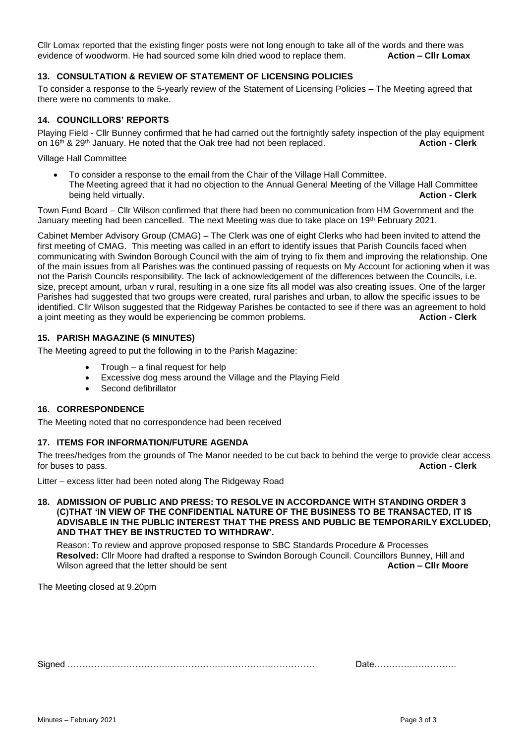Cllr Lomax reported that the existing finger posts were not long enough to take all of the words and there was evidence of woodworm. He had sourced some kiln dried wood to replace them. **Action – Cllr Lomax**

### 13. CONSULTATION & REVIEW OF STATEMENT OF LICENSING POLICIES

To consider a response to the 5-yearly review of the Statement of Licensing Policies – The Meeting agreed that there were no comments to make.

### 14. COUNCILLORS' REPORTS

Playing Field - Cllr Bunney confirmed that he had carried out the fortnightly safety inspection of the play equipment on 16th & 29th January. He noted that the Oak tree had not been replaced. **Action - Clerk**

Village Hall Committee

- To consider a response to the email from the Chair of the Village Hall Committee. The Meeting agreed that it had no objection to the Annual General Meeting of the Village Hall Committee being held virtually. **Action - Clerk**

Town Fund Board – Cllr Wilson confirmed that there had been no communication from HM Government and the January meeting had been cancelled. The next Meeting was due to take place on 19th February 2021.

Cabinet Member Advisory Group (CMAG) – The Clerk was one of eight Clerks who had been invited to attend the first meeting of CMAG. This meeting was called in an effort to identify issues that Parish Councils faced when communicating with Swindon Borough Council with the aim of trying to fix them and improving the relationship. One of the main issues from all Parishes was the continued passing of requests on My Account for actioning when it was not the Parish Councils responsibility. The lack of acknowledgement of the differences between the Councils, i.e. size, precept amount, urban v rural, resulting in a one size fits all model was also creating issues. One of the larger Parishes had suggested that two groups were created, rural parishes and urban, to allow the specific issues to be identified. Cllr Wilson suggested that the Ridgeway Parishes be contacted to see if there was an agreement to hold a joint meeting as they would be experiencing be common problems. **Action - Clerk**

### 15. PARISH MAGAZINE (5 MINUTES)

The Meeting agreed to put the following in to the Parish Magazine:

- Trough – a final request for help
- Excessive dog mess around the Village and the Playing Field
- Second defibrillator

### 16. CORRESPONDENCE

The Meeting noted that no correspondence had been received

### 17. ITEMS FOR INFORMATION/FUTURE AGENDA

The trees/hedges from the grounds of The Manor needed to be cut back to behind the verge to provide clear access for buses to pass. **Action - Clerk**

Litter – excess litter had been noted along The Ridgeway Road

### 18. ADMISSION OF PUBLIC AND PRESS: TO RESOLVE IN ACCORDANCE WITH STANDING ORDER 3 (C)THAT 'IN VIEW OF THE CONFIDENTIAL NATURE OF THE BUSINESS TO BE TRANSACTED, IT IS ADVISABLE IN THE PUBLIC INTEREST THAT THE PRESS AND PUBLIC BE TEMPORARILY EXCLUDED, AND THAT THEY BE INSTRUCTED TO WITHDRAW'.

Reason: To review and approve proposed response to SBC Standards Procedure & Processes
**Resolved:** Cllr Moore had drafted a response to Swindon Borough Council. Councillors Bunney, Hill and Wilson agreed that the letter should be sent **Action – Cllr Moore**

The Meeting closed at 9.20pm

Signed ………………………………………………………………………… Date……………………….